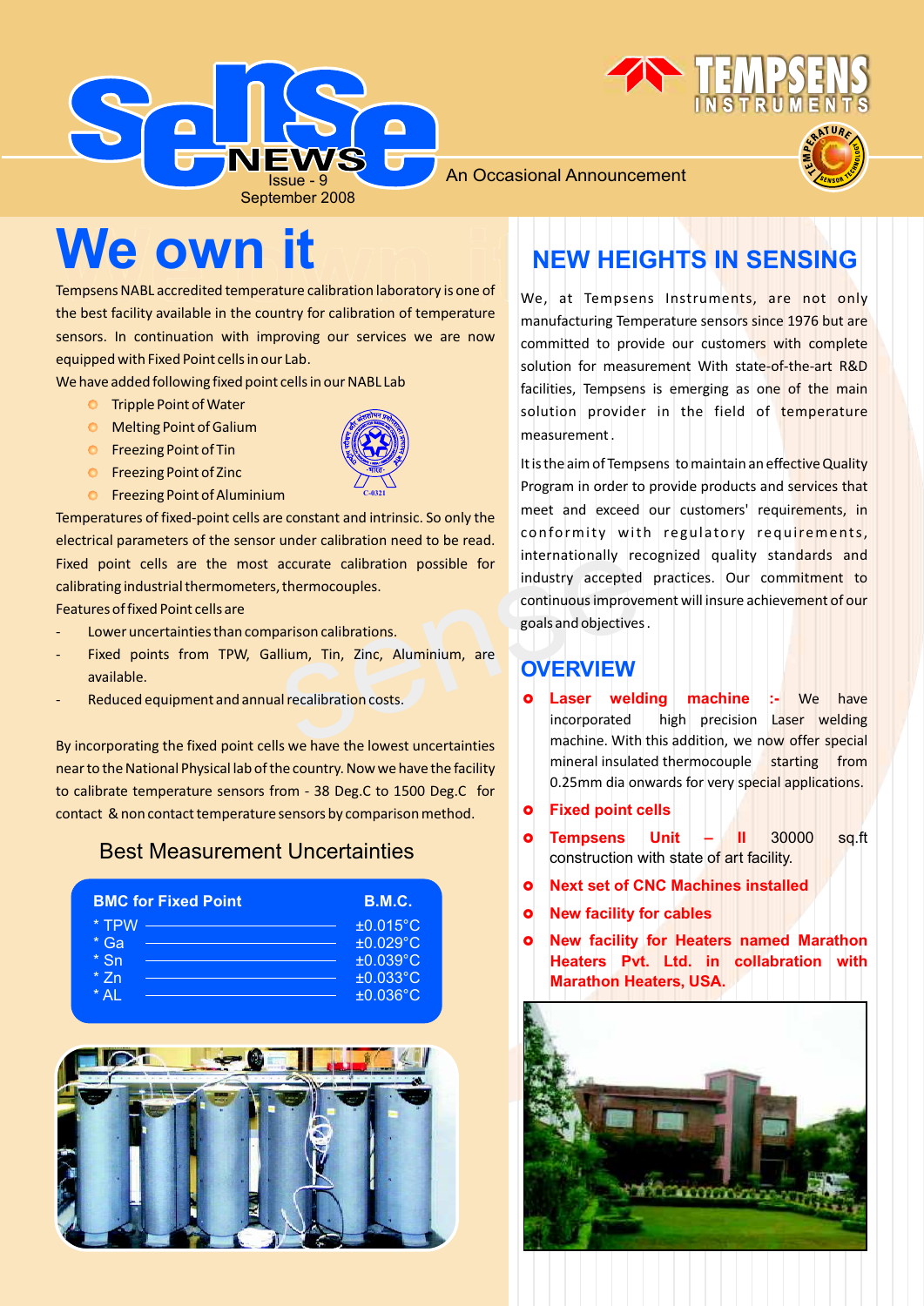# Sense NEWS

Issue - 9
September 2008

An Occasional Announcement

TEMPSENS INSTRUMENTS

## We own it

Tempsens NABL accredited temperature calibration laboratory is one of the best facility available in the country for calibration of temperature sensors. In continuation with improving our services we are now equipped with Fixed Point cells in our Lab.

We have added following fixed point cells in our NABL Lab

- Tripple Point of Water
- Melting Point of Galium
- Freezing Point of Tin
- Freezing Point of Zinc
- Freezing Point of Aluminium

Temperatures of fixed-point cells are constant and intrinsic. So only the electrical parameters of the sensor under calibration need to be read. Fixed point cells are the most accurate calibration possible for calibrating industrial thermometers, thermocouples.

Features of fixed Point cells are

- Lower uncertainties than comparison calibrations.
- Fixed points from TPW, Gallium, Tin, Zinc, Aluminium, are available.
- Reduced equipment and annual recalibration costs.

By incorporating the fixed point cells we have the lowest uncertainties near to the National Physical lab of the country. Now we have the facility to calibrate temperature sensors from - 38 Deg.C to 1500 Deg.C for contact & non contact temperature sensors by comparison method.

### Best Measurement Uncertainties

| BMC for Fixed Point | B.M.C. |
|---|---|
| * TPW | ±0.015°C |
| * Ga | ±0.029°C |
| * Sn | ±0.039°C |
| * Zn | ±0.033°C |
| * AL | ±0.036°C |

## NEW HEIGHTS IN SENSING

We, at Tempsens Instruments, are not only manufacturing Temperature sensors since 1976 but are committed to provide our customers with complete solution for measurement With state-of-the-art R&D facilities, Tempsens is emerging as one of the main solution provider in the field of temperature measurement .

It is the aim of Tempsens to maintain an effective Quality Program in order to provide products and services that meet and exceed our customers' requirements, in conformity with regulatory requirements, internationally recognized quality standards and industry accepted practices. Our commitment to continuous improvement will insure achievement of our goals and objectives .

## OVERVIEW

- **Laser welding machine :-** We have incorporated high precision Laser welding machine. With this addition, we now offer special mineral insulated thermocouple starting from 0.25mm dia onwards for very special applications.
- **Fixed point cells**
- **Tempsens Unit – II** 30000 sq.ft construction with state of art facility.
- **Next set of CNC Machines installed**
- **New facility for cables**
- **New facility for Heaters named Marathon Heaters Pvt. Ltd. in collaboration with Marathon Heaters, USA.**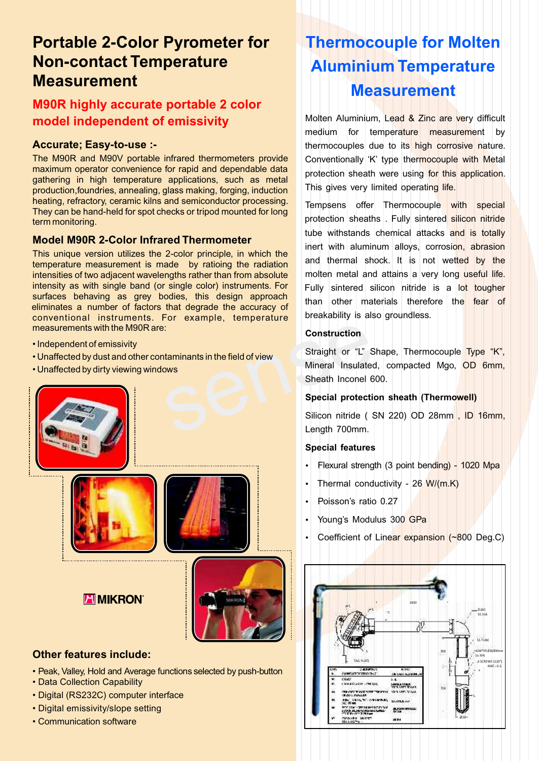# Portable 2-Color Pyrometer for Non-contact Temperature Measurement

## M90R highly accurate portable 2 color model independent of emissivity

### Accurate; Easy-to-use :-

The M90R and M90V portable infrared thermometers provide maximum operator convenience for rapid and dependable data gathering in high temperature applications, such as metal production,foundries, annealing, glass making, forging, induction heating, refractory, ceramic kilns and semiconductor processing. They can be hand-held for spot checks or tripod mounted for long term monitoring.

### Model M90R 2-Color Infrared Thermometer

This unique version utilizes the 2-color principle, in which the temperature measurement is made by ratioing the radiation intensities of two adjacent wavelengths rather than from absolute intensity as with single band (or single color) instruments. For surfaces behaving as grey bodies, this design approach eliminates a number of factors that degrade the accuracy of conventional instruments. For example, temperature measurements with the M90R are:

- Independent of emissivity
- Unaffected by dust and other contaminants in the field of view
- Unaffected by dirty viewing windows

MIKRON

### Other features include:

- Peak, Valley, Hold and Average functions selected by push-button
- Data Collection Capability
- Digital (RS232C) computer interface
- Digital emissivity/slope setting
- Communication software

# Thermocouple for Molten Aluminium Temperature Measurement

Molten Aluminium, Lead & Zinc are very difficult medium for temperature measurement by thermocouples due to its high corrosive nature. Conventionally 'K' type thermocouple with Metal protection sheath were using for this application. This gives very limited operating life.

Tempsens offer Thermocouple with special protection sheaths . Fully sintered silicon nitride tube withstands chemical attacks and is totally inert with aluminum alloys, corrosion, abrasion and thermal shock. It is not wetted by the molten metal and attains a very long useful life. Fully sintered silicon nitride is a lot tougher than other materials therefore the fear of breakability is also groundless.

### Construction

Straight or "L" Shape, Thermocouple Type "K", Mineral Insulated, compacted Mgo, OD 6mm, Sheath Inconel 600.

### Special protection sheath (Thermowell)

Silicon nitride ( SN 220) OD 28mm , ID 16mm, Length 700mm.

### Special features

- Flexural strength (3 point bending) - 1020 Mpa
- Thermal conductivity - 26 W/(m.K)
- Poisson's ratio 0.27
- Young's Modulus 300 GPa
- Coefficient of Linear expansion (~800 Deg.C)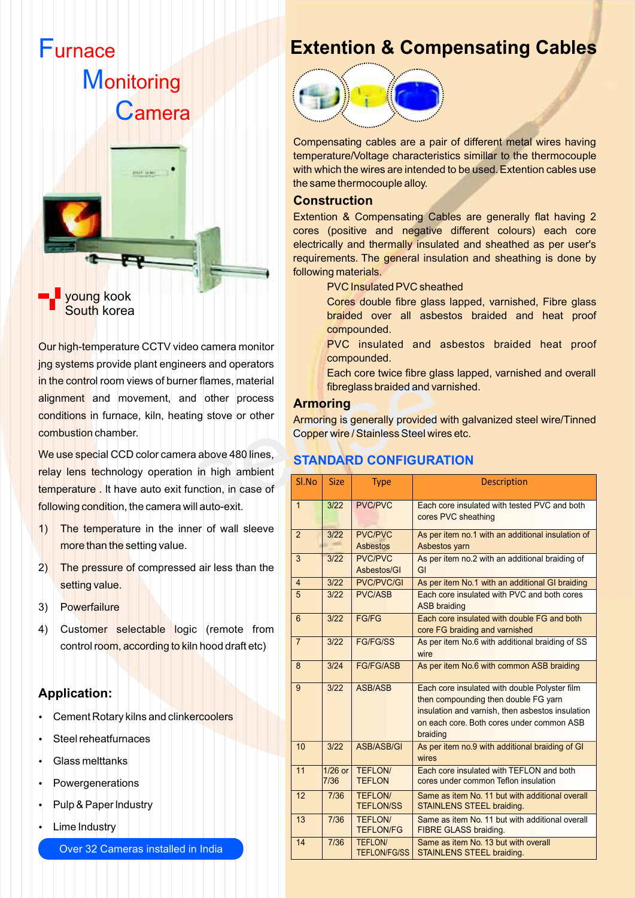# Furnace Monitoring Camera

young kook
South korea

Our high-temperature CCTV video camera monitor jng systems provide plant engineers and operators in the control room views of burner flames, material alignment and movement, and other process conditions in furnace, kiln, heating stove or other combustion chamber.

We use special CCD color camera above 480 lines, relay lens technology operation in high ambient temperature . It have auto exit function, in case of following condition, the camera will auto-exit.

1) The temperature in the inner of wall sleeve more than the setting value.
2) The pressure of compressed air less than the setting value.
3) Powerfailure
4) Customer selectable logic (remote from control room, according to kiln hood draft etc)

## Application:

- Cement Rotary kilns and clinkercoolers
- Steel reheatfurnaces
- Glass melttanks
- Powergenerations
- Pulp & Paper Industry
- Lime Industry

Over 32 Cameras installed in India

# Extention & Compensating Cables

Compensating cables are a pair of different metal wires having temperature/Voltage characteristics simillar to the thermocouple with which the wires are intended to be used. Extention cables use the same thermocouple alloy.

## Construction

Extention & Compensating Cables are generally flat having 2 cores (positive and negative different colours) each core electrically and thermally insulated and sheathed as per user's requirements. The general insulation and sheathing is done by following materials.

PVC Insulated PVC sheathed

Cores double fibre glass lapped, varnished, Fibre glass braided over all asbestos braided and heat proof compounded.

PVC insulated and asbestos braided heat proof compounded.

Each core twice fibre glass lapped, varnished and overall fibreglass braided and varnished.

## Armoring

Armoring is generally provided with galvanized steel wire/Tinned Copper wire / Stainless Steel wires etc.

## STANDARD CONFIGURATION

| Sl.No | Size | Type | Description |
|---|---|---|---|
| 1 | 3/22 | PVC/PVC | Each core insulated with tested PVC and both cores PVC sheathing |
| 2 | 3/22 | PVC/PVC Asbestos | As per item no.1 with an additional insulation of Asbestos yarn |
| 3 | 3/22 | PVC/PVC Asbestos/GI | As per item no.2 with an additional braiding of GI |
| 4 | 3/22 | PVC/PVC/GI | As per item No.1 with an additional GI braiding |
| 5 | 3/22 | PVC/ASB | Each core insulated with PVC and both cores ASB braiding |
| 6 | 3/22 | FG/FG | Each core insulated with double FG and both core FG braiding and varnished |
| 7 | 3/22 | FG/FG/SS | As per item No.6 with additional braiding of SS wire |
| 8 | 3/24 | FG/FG/ASB | As per item No.6 with common ASB braiding |
| 9 | 3/22 | ASB/ASB | Each core insulated with double Polyster film then compounding then double FG yarn insulation and varnish, then asbestos insulation on each core. Both cores under common ASB braiding |
| 10 | 3/22 | ASB/ASB/GI | As per item no.9 with additional braiding of GI wires |
| 11 | 1/26 or 7/36 | TEFLON/ TEFLON | Each core insulated with TEFLON and both cores under common Teflon insulation |
| 12 | 7/36 | TEFLON/ TEFLON/SS | Same as item No. 11 but with additional overall STAINLENS STEEL braiding. |
| 13 | 7/36 | TEFLON/ TEFLON/FG | Same as item No. 11 but with additional overall FIBRE GLASS braiding. |
| 14 | 7/36 | TEFLON/ TEFLON/FG/SS | Same as item No. 13 but with overall STAINLENS STEEL braiding. |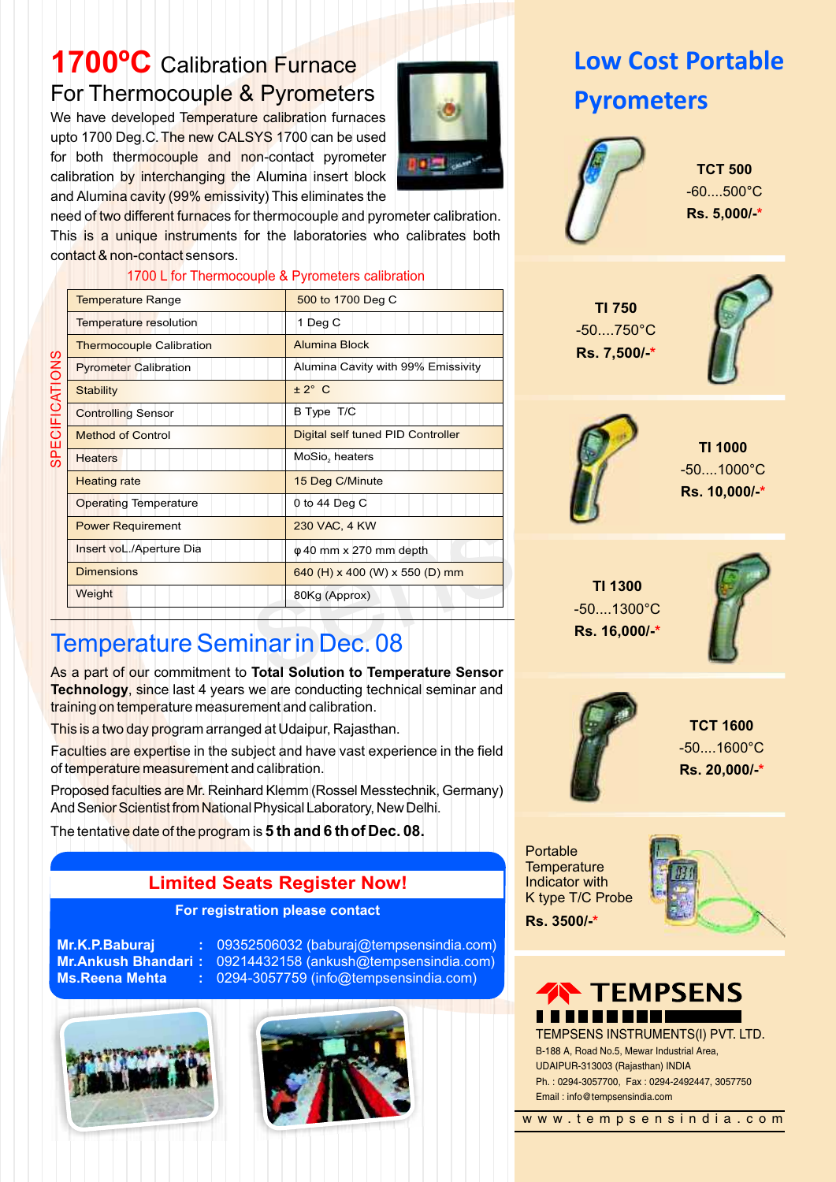# 1700ºC Calibration Furnace For Thermocouple & Pyrometers

We have developed Temperature calibration furnaces upto 1700 Deg.C. The new CALSYS 1700 can be used for both thermocouple and non-contact pyrometer calibration by interchanging the Alumina insert block and Alumina cavity (99% emissivity) This eliminates the need of two different furnaces for thermocouple and pyrometer calibration. This is a unique instruments for the laboratories who calibrates both contact & non-contact sensors.

1700 L for Thermocouple & Pyrometers calibration

SPECIFICATIONS

| | |
|---|---|
| Temperature Range | 500 to 1700 Deg C |
| Temperature resolution | 1 Deg C |
| Thermocouple Calibration | Alumina Block |
| Pyrometer Calibration | Alumina Cavity with 99% Emissivity |
| Stability | ± 2° C |
| Controlling Sensor | B Type T/C |
| Method of Control | Digital self tuned PID Controller |
| Heaters | $MoSi_2$ heaters |
| Heating rate | 15 Deg C/Minute |
| Operating Temperature | 0 to 44 Deg C |
| Power Requirement | 230 VAC, 4 KW |
| Insert voL./Aperture Dia | φ 40 mm x 270 mm depth |
| Dimensions | 640 (H) x 400 (W) x 550 (D) mm |
| Weight | 80Kg (Approx) |

## Temperature Seminar in Dec. 08

As a part of our commitment to **Total Solution to Temperature Sensor Technology**, since last 4 years we are conducting technical seminar and training on temperature measurement and calibration.

This is a two day program arranged at Udaipur, Rajasthan.

Faculties are expertise in the subject and have vast experience in the field of temperature measurement and calibration.

Proposed faculties are Mr. Reinhard Klemm (Rossel Messtechnik, Germany) And Senior Scientist from National Physical Laboratory, New Delhi.

The tentative date of the program is **5 th and 6 th of Dec. 08.**

**Limited Seats Register Now!**

**For registration please contact**

**Mr.K.P.Baburaj** : 09352506032 (baburaj@tempsensindia.com)
**Mr.Ankush Bhandari** : 09214432158 (ankush@tempsensindia.com)
**Ms.Reena Mehta** : 0294-3057759 (info@tempsensindia.com)

## Low Cost Portable Pyrometers

**TCT 500**
-60....500°C
**Rs. 5,000/-***

**TI 750**
-50....750°C
**Rs. 7,500/-***

**TI 1000**
-50....1000°C
**Rs. 10,000/-***

**TI 1300**
-50....1300°C
**Rs. 16,000/-***

**TCT 1600**
-50....1600°C
**Rs. 20,000/-***

Portable Temperature Indicator with K type T/C Probe
**Rs. 3500/-***

**TEMPSENS**

TEMPSENS INSTRUMENTS(I) PVT. LTD.
B-188 A, Road No.5, Mewar Industrial Area,
UDAIPUR-313003 (Rajasthan) INDIA
Ph. : 0294-3057700, Fax : 0294-2492447, 3057750
Email : info@tempsensindia.com

www.tempsensindia.com